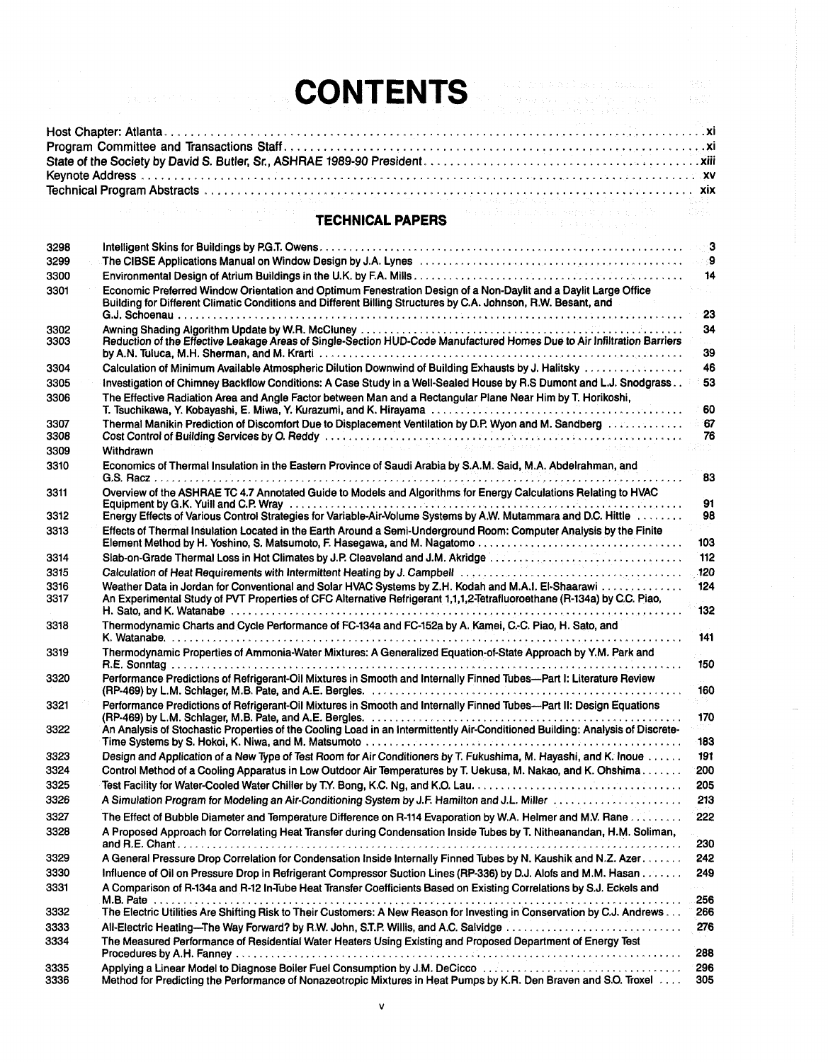# CONTENTS

| | |
|---|---|
| Host Chapter: Atlanta | xi |
| Program Committee and Transactions Staff | xi |
| State of the Society by David S. Butler, Sr., ASHRAE 1989-90 President | xiii |
| Keynote Address | xv |
| Technical Program Abstracts | xix |

## TECHNICAL PAPERS

| | | |
|---|---|---|
| 3298 | Intelligent Skins for Buildings by P.G.T. Owens | 3 |
| 3299 | The CIBSE Applications Manual on Window Design by J.A. Lynes | 9 |
| 3300 | Environmental Design of Atrium Buildings in the U.K. by F.A. Mills | 14 |
| 3301 | Economic Preferred Window Orientation and Optimum Fenestration Design of a Non-Daylit and a Daylit Large Office Building for Different Climatic Conditions and Different Billing Structures by C.A. Johnson, R.W. Besant, and G.J. Schoenau | 23 |
| 3302 | Awning Shading Algorithm Update by W.R. McCluney | 34 |
| 3303 | Reduction of the Effective Leakage Areas of Single-Section HUD-Code Manufactured Homes Due to Air Infiltration Barriers by A.N. Tuluca, M.H. Sherman, and M. Krarti | 39 |
| 3304 | Calculation of Minimum Available Atmospheric Dilution Downwind of Building Exhausts by J. Halitsky | 46 |
| 3305 | Investigation of Chimney Backflow Conditions: A Case Study in a Well-Sealed House by R.S Dumont and L.J. Snodgrass | 53 |
| 3306 | The Effective Radiation Area and Angle Factor between Man and a Rectangular Plane Near Him by T. Horikoshi, T. Tsuchikawa, Y. Kobayashi, E. Miwa, Y. Kurazumi, and K. Hirayama | 60 |
| 3307 | Thermal Manikin Prediction of Discomfort Due to Displacement Ventilation by D.P. Wyon and M. Sandberg | 67 |
| 3308 | Cost Control of Building Services by O. Reddy | 76 |
| 3309 | Withdrawn | |
| 3310 | Economics of Thermal Insulation in the Eastern Province of Saudi Arabia by S.A.M. Said, M.A. Abdelrahman, and G.S. Racz | 83 |
| 3311 | Overview of the ASHRAE TC 4.7 Annotated Guide to Models and Algorithms for Energy Calculations Relating to HVAC Equipment by G.K. Yuill and C.P. Wray | 91 |
| 3312 | Energy Effects of Various Control Strategies for Variable-Air-Volume Systems by A.W. Mutammara and D.C. Hittle | 98 |
| 3313 | Effects of Thermal Insulation Located in the Earth Around a Semi-Underground Room: Computer Analysis by the Finite Element Method by H. Yoshino, S. Matsumoto, F. Hasegawa, and M. Nagatomo | 103 |
| 3314 | Slab-on-Grade Thermal Loss in Hot Climates by J.P. Cleaveland and J.M. Akridge | 112 |
| 3315 | Calculation of Heat Requirements with Intermittent Heating by J. Campbell | 120 |
| 3316 | Weather Data in Jordan for Conventional and Solar HVAC Systems by Z.H. Kodah and M.A.I. El-Shaarawi | 124 |
| 3317 | An Experimental Study of PVT Properties of CFC Alternative Refrigerant 1,1,1,2-Tetrafluoroethane (R-134a) by C.C. Piao, H. Sato, and K. Watanabe | 132 |
| 3318 | Thermodynamic Charts and Cycle Performance of FC-134a and FC-152a by A. Kamei, C.-C. Piao, H. Sato, and K. Watanabe | 141 |
| 3319 | Thermodynamic Properties of Ammonia-Water Mixtures: A Generalized Equation-of-State Approach by Y.M. Park and R.E. Sonntag | 150 |
| 3320 | Performance Predictions of Refrigerant-Oil Mixtures in Smooth and Internally Finned Tubes—Part I: Literature Review (RP-469) by L.M. Schlager, M.B. Pate, and A.E. Bergles | 160 |
| 3321 | Performance Predictions of Refrigerant-Oil Mixtures in Smooth and Internally Finned Tubes—Part II: Design Equations (RP-469) by L.M. Schlager, M.B. Pate, and A.E. Bergles | 170 |
| 3322 | An Analysis of Stochastic Properties of the Cooling Load in an Intermittently Air-Conditioned Building: Analysis of Discrete-Time Systems by S. Hokoi, K. Niwa, and M. Matsumoto | 183 |
| 3323 | Design and Application of a New Type of Test Room for Air Conditioners by T. Fukushima, M. Hayashi, and K. Inoue | 191 |
| 3324 | Control Method of a Cooling Apparatus in Low Outdoor Air Temperatures by T. Uekusa, M. Nakao, and K. Ohshima | 200 |
| 3325 | Test Facility for Water-Cooled Water Chiller by T.Y. Bong, K.C. Ng, and K.O. Lau | 205 |
| 3326 | A Simulation Program for Modeling an Air-Conditioning System by J.F. Hamilton and J.L. Miller | 213 |
| 3327 | The Effect of Bubble Diameter and Temperature Difference on R-114 Evaporation by W.A. Helmer and M.V. Rane | 222 |
| 3328 | A Proposed Approach for Correlating Heat Transfer during Condensation Inside Tubes by T. Nitheanandan, H.M. Soliman, and R.E. Chant | 230 |
| 3329 | A General Pressure Drop Correlation for Condensation Inside Internally Finned Tubes by N. Kaushik and N.Z. Azer | 242 |
| 3330 | Influence of Oil on Pressure Drop in Refrigerant Compressor Suction Lines (RP-336) by D.J. Alofs and M.M. Hasan | 249 |
| 3331 | A Comparison of R-134a and R-12 In-Tube Heat Transfer Coefficients Based on Existing Correlations by S.J. Eckels and M.B. Pate | 256 |
| 3332 | The Electric Utilities Are Shifting Risk to Their Customers: A New Reason for Investing in Conservation by C.J. Andrews | 266 |
| 3333 | All-Electric Heating—The Way Forward? by R.W. John, S.T.P. Willis, and A.C. Salvidge | 276 |
| 3334 | The Measured Performance of Residential Water Heaters Using Existing and Proposed Department of Energy Test Procedures by A.H. Fanney | 288 |
| 3335 | Applying a Linear Model to Diagnose Boiler Fuel Consumption by J.M. DeCicco | 296 |
| 3336 | Method for Predicting the Performance of Nonazeotropic Mixtures in Heat Pumps by K.R. Den Braven and S.O. Troxel | 305 |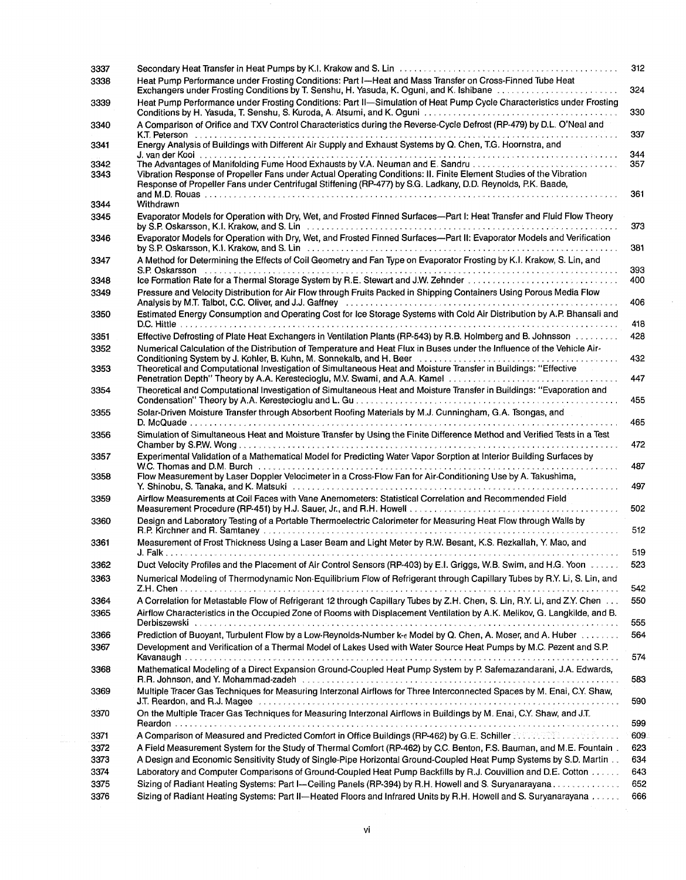| | | |
|---|---|---|
| 3337 | Secondary Heat Transfer in Heat Pumps by K.I. Krakow and S. Lin | 312 |
| 3338 | Heat Pump Performance under Frosting Conditions: Part I—Heat and Mass Transfer on Cross-Finned Tube Heat Exchangers under Frosting Conditions by T. Senshu, H. Yasuda, K. Oguni, and K. Ishibane | 324 |
| 3339 | Heat Pump Performance under Frosting Conditions: Part II—Simulation of Heat Pump Cycle Characteristics under Frosting Conditions by H. Yasuda, T. Senshu, S. Kuroda, A. Atsumi, and K. Oguni | 330 |
| 3340 | A Comparison of Orifice and TXV Control Characteristics during the Reverse-Cycle Defrost (RP-479) by D.L. O'Neal and K.T. Peterson | 337 |
| 3341 | Energy Analysis of Buildings with Different Air Supply and Exhaust Systems by Q. Chen, T.G. Hoornstra, and J. van der Kooi | 344 |
| 3342 | The Advantages of Manifolding Fume Hood Exhausts by V.A. Neuman and E. Sandru | 357 |
| 3343 | Vibration Response of Propeller Fans under Actual Operating Conditions: II. Finite Element Studies of the Vibration Response of Propeller Fans under Centrifugal Stiffening (RP-477) by S.G. Ladkany, D.D. Reynolds, P.K. Baade, and M.D. Rouas | 361 |
| 3344 | Withdrawn | |
| 3345 | Evaporator Models for Operation with Dry, Wet, and Frosted Finned Surfaces—Part I: Heat Transfer and Fluid Flow Theory by S.P. Oskarsson, K.I. Krakow, and S. Lin | 373 |
| 3346 | Evaporator Models for Operation with Dry, Wet, and Frosted Finned Surfaces—Part II: Evaporator Models and Verification by S.P. Oskarsson, K.I. Krakow, and S. Lin | 381 |
| 3347 | A Method for Determining the Effects of Coil Geometry and Fan Type on Evaporator Frosting by K.I. Krakow, S. Lin, and S.P. Oskarsson | 393 |
| 3348 | Ice Formation Rate for a Thermal Storage System by R.E. Stewart and J.W. Zehnder | 400 |
| 3349 | Pressure and Velocity Distribution for Air Flow through Fruits Packed in Shipping Containers Using Porous Media Flow Analysis by M.T. Talbot, C.C. Oliver, and J.J. Gaffney | 406 |
| 3350 | Estimated Energy Consumption and Operating Cost for Ice Storage Systems with Cold Air Distribution by A.P. Bhansali and D.C. Hittle | 418 |
| 3351 | Effective Defrosting of Plate Heat Exchangers in Ventilation Plants (RP-543) by R.B. Holmberg and B. Johnsson | 428 |
| 3352 | Numerical Calculation of the Distribution of Temperature and Heat Flux in Buses under the Influence of the Vehicle Air-Conditioning System by J. Kohler, B. Kuhn, M. Sonnekalb, and H. Beer | 432 |
| 3353 | Theoretical and Computational Investigation of Simultaneous Heat and Moisture Transfer in Buildings: "Effective Penetration Depth" Theory by A.A. Kerestecioglu, M.V. Swami, and A.A. Kamel | 447 |
| 3354 | Theoretical and Computational Investigation of Simultaneous Heat and Moisture Transfer in Buildings: "Evaporation and Condensation" Theory by A.A. Kerestecioglu and L. Gu | 455 |
| 3355 | Solar-Driven Moisture Transfer through Absorbent Roofing Materials by M.J. Cunningham, G.A. Tsongas, and D. McQuade | 465 |
| 3356 | Simulation of Simultaneous Heat and Moisture Transfer by Using the Finite Difference Method and Verified Tests in a Test Chamber by S.P.W. Wong | 472 |
| 3357 | Experimental Validation of a Mathematical Model for Predicting Water Vapor Sorption at Interior Building Surfaces by W.C. Thomas and D.M. Burch | 487 |
| 3358 | Flow Measurement by Laser Doppler Velocimeter in a Cross-Flow Fan for Air-Conditioning Use by A. Takushima, Y. Shinobu, S. Tanaka, and K. Matsuki | 497 |
| 3359 | Airflow Measurements at Coil Faces with Vane Anemometers: Statistical Correlation and Recommended Field Measurement Procedure (RP-451) by H.J. Sauer, Jr., and R.H. Howell | 502 |
| 3360 | Design and Laboratory Testing of a Portable Thermoelectric Calorimeter for Measuring Heat Flow through Walls by R.P. Kirchner and R. Samtaney | 512 |
| 3361 | Measurement of Frost Thickness Using a Laser Beam and Light Meter by R.W. Besant, K.S. Rezkallah, Y. Mao, and J. Falk | 519 |
| 3362 | Duct Velocity Profiles and the Placement of Air Control Sensors (RP-403) by E.I. Griggs, W.B. Swim, and H.G. Yoon | 523 |
| 3363 | Numerical Modeling of Thermodynamic Non-Equilibrium Flow of Refrigerant through Capillary Tubes by R.Y. Li, S. Lin, and Z.H. Chen | 542 |
| 3364 | A Correlation for Metastable Flow of Refrigerant 12 through Capillary Tubes by Z.H. Chen, S. Lin, R.Y. Li, and Z.Y. Chen | 550 |
| 3365 | Airflow Characteristics in the Occupied Zone of Rooms with Displacement Ventilation by A.K. Melikov, G. Langkilde, and B. Derbiszewski | 555 |
| 3366 | Prediction of Buoyant, Turbulent Flow by a Low-Reynolds-Number k-$\epsilon$ Model by Q. Chen, A. Moser, and A. Huber | 564 |
| 3367 | Development and Verification of a Thermal Model of Lakes Used with Water Source Heat Pumps by M.C. Pezent and S.P. Kavanaugh | 574 |
| 3368 | Mathematical Modeling of a Direct Expansion Ground-Coupled Heat Pump System by P. Safemazandarani, J.A. Edwards, R.R. Johnson, and Y. Mohammad-zadeh | 583 |
| 3369 | Multiple Tracer Gas Techniques for Measuring Interzonal Airflows for Three Interconnected Spaces by M. Enai, C.Y. Shaw, J.T. Reardon, and R.J. Magee | 590 |
| 3370 | On the Multiple Tracer Gas Techniques for Measuring Interzonal Airflows in Buildings by M. Enai, C.Y. Shaw, and J.T. Reardon | 599 |
| 3371 | A Comparison of Measured and Predicted Comfort in Office Buildings (RP-462) by G.E. Schiller | 609 |
| 3372 | A Field Measurement System for the Study of Thermal Comfort (RP-462) by C.C. Benton, F.S. Bauman, and M.E. Fountain | 623 |
| 3373 | A Design and Economic Sensitivity Study of Single-Pipe Horizontal Ground-Coupled Heat Pump Systems by S.D. Martin | 634 |
| 3374 | Laboratory and Computer Comparisons of Ground-Coupled Heat Pump Backfills by R.J. Couvillion and D.E. Cotton | 643 |
| 3375 | Sizing of Radiant Heating Systems: Part I—Ceiling Panels (RP-394) by R.H. Howell and S. Suryanarayana | 652 |
| 3376 | Sizing of Radiant Heating Systems: Part II—Heated Floors and Infrared Units by R.H. Howell and S. Suryanarayana | 666 |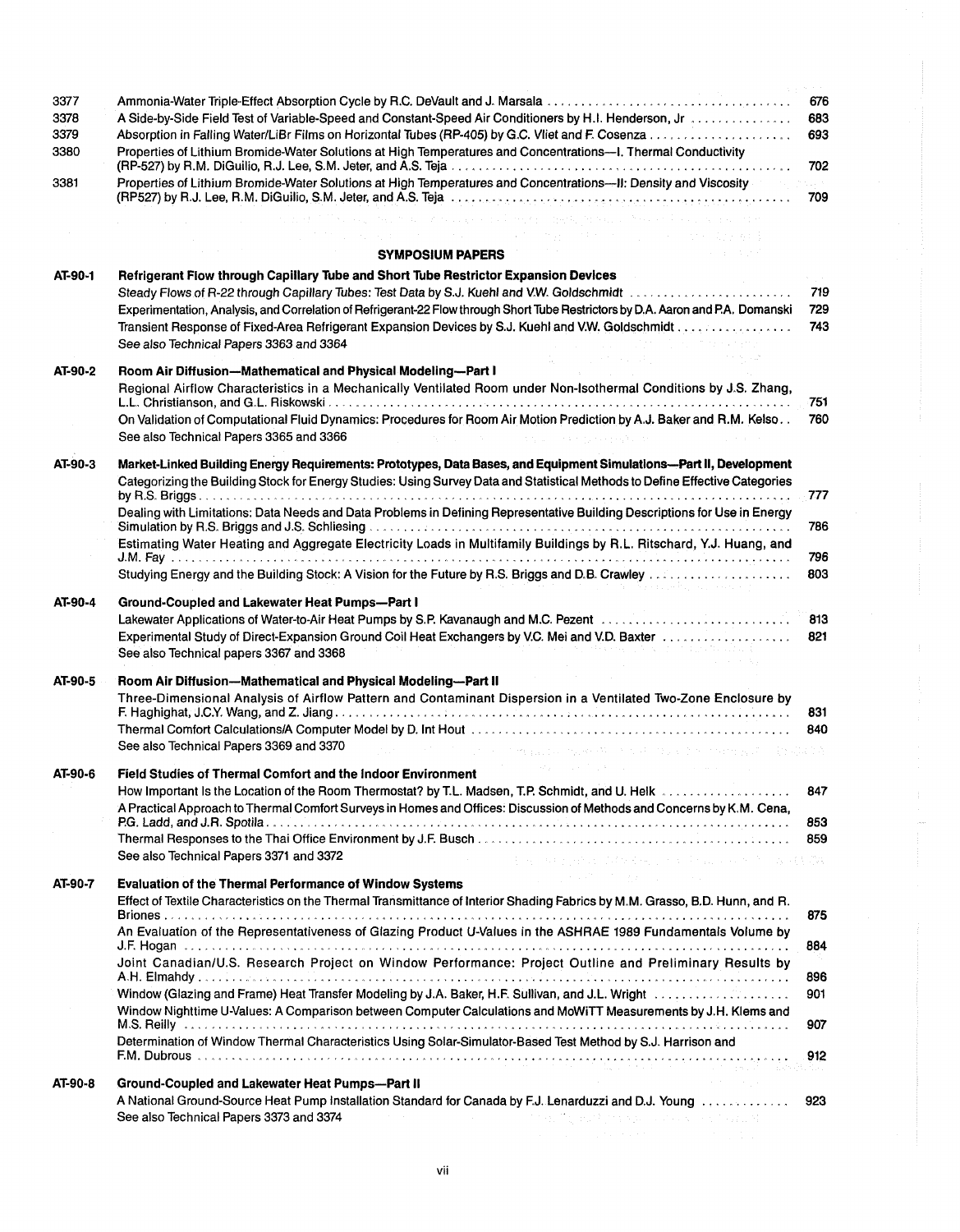| | | |
|---|---|---|
| 3377 | Ammonia-Water Triple-Effect Absorption Cycle by R.C. DeVault and J. Marsala | 676 |
| 3378 | A Side-by-Side Field Test of Variable-Speed and Constant-Speed Air Conditioners by H.I. Henderson, Jr | 683 |
| 3379 | Absorption in Falling Water/LiBr Films on Horizontal Tubes (RP-405) by G.C. Vliet and F. Cosenza | 693 |
| 3380 | Properties of Lithium Bromide-Water Solutions at High Temperatures and Concentrations—I. Thermal Conductivity (RP-527) by R.M. DiGuilio, R.J. Lee, S.M. Jeter, and A.S. Teja | 702 |
| 3381 | Properties of Lithium Bromide-Water Solutions at High Temperatures and Concentrations—II: Density and Viscosity (RP527) by R.J. Lee, R.M. DiGuilio, S.M. Jeter, and A.S. Teja | 709 |

## SYMPOSIUM PAPERS

**AT-90-1 Refrigerant Flow through Capillary Tube and Short Tube Restrictor Expansion Devices**

- *Steady Flows of R-22 through Capillary Tubes: Test Data by S.J. Kuehl and V.W. Goldschmidt* — 719
- Experimentation, Analysis, and Correlation of Refrigerant-22 Flow through Short Tube Restrictors by D.A. Aaron and P.A. Domanski — 729
- Transient Response of Fixed-Area Refrigerant Expansion Devices by S.J. Kuehl and V.W. Goldschmidt — 743
- *See also Technical Papers 3363 and 3364*

**AT-90-2 Room Air Diffusion—Mathematical and Physical Modeling—Part I**

- Regional Airflow Characteristics in a Mechanically Ventilated Room under Non-Isothermal Conditions by J.S. Zhang, L.L. Christianson, and G.L. Riskowski — 751
- On Validation of Computational Fluid Dynamics: Procedures for Room Air Motion Prediction by A.J. Baker and R.M. Kelso — 760
- See also Technical Papers 3365 and 3366

**AT-90-3 Market-Linked Building Energy Requirements: Prototypes, Data Bases, and Equipment Simulations—Part II, Development**

- Categorizing the Building Stock for Energy Studies: Using Survey Data and Statistical Methods to Define Effective Categories by R.S. Briggs — 777
- Dealing with Limitations: Data Needs and Data Problems in Defining Representative Building Descriptions for Use in Energy Simulation by R.S. Briggs and J.S. Schliesing — 786
- Estimating Water Heating and Aggregate Electricity Loads in Multifamily Buildings by R.L. Ritschard, Y.J. Huang, and J.M. Fay — 796
- Studying Energy and the Building Stock: A Vision for the Future by R.S. Briggs and D.B. Crawley — 803

**AT-90-4 Ground-Coupled and Lakewater Heat Pumps—Part I**

- Lakewater Applications of Water-to-Air Heat Pumps by S.P. Kavanaugh and M.C. Pezent — 813
- Experimental Study of Direct-Expansion Ground Coil Heat Exchangers by V.C. Mei and V.D. Baxter — 821
- See also Technical papers 3367 and 3368

**AT-90-5 Room Air Diffusion—Mathematical and Physical Modeling—Part II**

- Three-Dimensional Analysis of Airflow Pattern and Contaminant Dispersion in a Ventilated Two-Zone Enclosure by F. Haghighat, J.C.Y. Wang, and Z. Jiang — 831
- Thermal Comfort Calculations/A Computer Model by D. Int Hout — 840
- See also Technical Papers 3369 and 3370

**AT-90-6 Field Studies of Thermal Comfort and the Indoor Environment**

- How Important Is the Location of the Room Thermostat? by T.L. Madsen, T.P. Schmidt, and U. Helk — 847
- A Practical Approach to Thermal Comfort Surveys in Homes and Offices: Discussion of Methods and Concerns by K.M. Cena, P.G. Ladd, and J.R. Spotila — 853
- Thermal Responses to the Thai Office Environment by J.F. Busch — 859
- See also Technical Papers 3371 and 3372

**AT-90-7 Evaluation of the Thermal Performance of Window Systems**

- Effect of Textile Characteristics on the Thermal Transmittance of Interior Shading Fabrics by M.M. Grasso, B.D. Hunn, and R. Briones — 875
- An Evaluation of the Representativeness of Glazing Product U-Values in the ASHRAE 1989 Fundamentals Volume by J.F. Hogan — 884
- Joint Canadian/U.S. Research Project on Window Performance: Project Outline and Preliminary Results by A.H. Elmahdy — 896
- Window (Glazing and Frame) Heat Transfer Modeling by J.A. Baker, H.F. Sullivan, and J.L. Wright — 901
- Window Nighttime U-Values: A Comparison between Computer Calculations and MoWiTT Measurements by J.H. Klems and M.S. Reilly — 907
- Determination of Window Thermal Characteristics Using Solar-Simulator-Based Test Method by S.J. Harrison and F.M. Dubrous — 912

**AT-90-8 Ground-Coupled and Lakewater Heat Pumps—Part II**

- A National Ground-Source Heat Pump Installation Standard for Canada by F.J. Lenarduzzi and D.J. Young — 923
- See also Technical Papers 3373 and 3374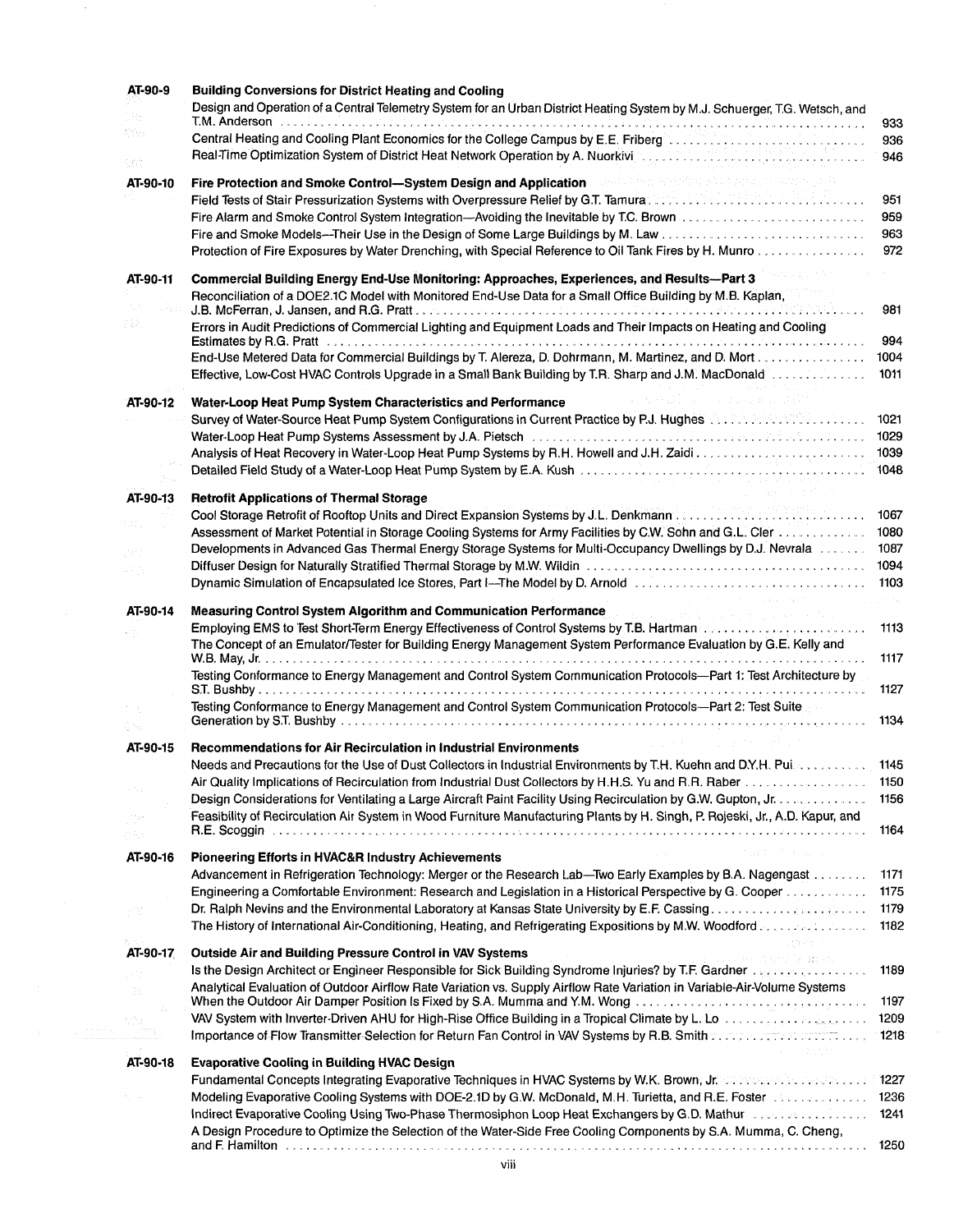**AT-90-9 Building Conversions for District Heating and Cooling**

Design and Operation of a Central Telemetry System for an Urban District Heating System by M.J. Schuerger, T.G. Wetsch, and T.M. Anderson ... 933

Central Heating and Cooling Plant Economics for the College Campus by E.E. Friberg ... 936

Real-Time Optimization System of District Heat Network Operation by A. Nuorkivi ... 946

**AT-90-10 Fire Protection and Smoke Control—System Design and Application**

Field Tests of Stair Pressurization Systems with Overpressure Relief by G.T. Tamura ... 951

Fire Alarm and Smoke Control System Integration—Avoiding the Inevitable by T.C. Brown ... 959

Fire and Smoke Models—Their Use in the Design of Some Large Buildings by M. Law ... 963

Protection of Fire Exposures by Water Drenching, with Special Reference to Oil Tank Fires by H. Munro ... 972

**AT-90-11 Commercial Building Energy End-Use Monitoring: Approaches, Experiences, and Results—Part 3**

Reconciliation of a DOE2.1C Model with Monitored End-Use Data for a Small Office Building by M.B. Kaplan, J.B. McFerran, J. Jansen, and R.G. Pratt ... 981

Errors in Audit Predictions of Commercial Lighting and Equipment Loads and Their Impacts on Heating and Cooling Estimates by R.G. Pratt ... 994

End-Use Metered Data for Commercial Buildings by T. Alereza, D. Dohrmann, M. Martinez, and D. Mort ... 1004

Effective, Low-Cost HVAC Controls Upgrade in a Small Bank Building by T.R. Sharp and J.M. MacDonald ... 1011

**AT-90-12 Water-Loop Heat Pump System Characteristics and Performance**

Survey of Water-Source Heat Pump System Configurations in Current Practice by P.J. Hughes ... 1021

Water-Loop Heat Pump Systems Assessment by J.A. Pietsch ... 1029

Analysis of Heat Recovery in Water-Loop Heat Pump Systems by R.H. Howell and J.H. Zaidi ... 1039

Detailed Field Study of a Water-Loop Heat Pump System by E.A. Kush ... 1048

**AT-90-13 Retrofit Applications of Thermal Storage**

Cool Storage Retrofit of Rooftop Units and Direct Expansion Systems by J.L. Denkmann ... 1067

Assessment of Market Potential in Storage Cooling Systems for Army Facilities by C.W. Sohn and G.L. Cler ... 1080

Developments in Advanced Gas Thermal Energy Storage Systems for Multi-Occupancy Dwellings by D.J. Nevrala ... 1087

Diffuser Design for Naturally Stratified Thermal Storage by M.W. Wildin ... 1094

Dynamic Simulation of Encapsulated Ice Stores, Part I—The Model by D. Arnold ... 1103

**AT-90-14 Measuring Control System Algorithm and Communication Performance**

Employing EMS to Test Short-Term Energy Effectiveness of Control Systems by T.B. Hartman ... 1113

The Concept of an Emulator/Tester for Building Energy Management System Performance Evaluation by G.E. Kelly and W.B. May, Jr. ... 1117

Testing Conformance to Energy Management and Control System Communication Protocols—Part 1: Test Architecture by S.T. Bushby ... 1127

Testing Conformance to Energy Management and Control System Communication Protocols—Part 2: Test Suite Generation by S.T. Bushby ... 1134

**AT-90-15 Recommendations for Air Recirculation in Industrial Environments**

Needs and Precautions for the Use of Dust Collectors in Industrial Environments by T.H. Kuehn and D.Y.H. Pui ... 1145

Air Quality Implications of Recirculation from Industrial Dust Collectors by H.H.S. Yu and R.R. Raber ... 1150

Design Considerations for Ventilating a Large Aircraft Paint Facility Using Recirculation by G.W. Gupton, Jr. ... 1156

Feasibility of Recirculation Air System in Wood Furniture Manufacturing Plants by H. Singh, P. Rojeski, Jr., A.D. Kapur, and R.E. Scoggin ... 1164

**AT-90-16 Pioneering Efforts in HVAC&R Industry Achievements**

Advancement in Refrigeration Technology: Merger or the Research Lab—Two Early Examples by B.A. Nagengast ... 1171

Engineering a Comfortable Environment: Research and Legislation in a Historical Perspective by G. Cooper ... 1175

Dr. Ralph Nevins and the Environmental Laboratory at Kansas State University by E.F. Cassing ... 1179

The History of International Air-Conditioning, Heating, and Refrigerating Expositions by M.W. Woodford ... 1182

**AT-90-17 Outside Air and Building Pressure Control in VAV Systems**

Is the Design Architect or Engineer Responsible for Sick Building Syndrome Injuries? by T.F. Gardner ... 1189

Analytical Evaluation of Outdoor Airflow Rate Variation vs. Supply Airflow Rate Variation in Variable-Air-Volume Systems When the Outdoor Air Damper Position Is Fixed by S.A. Mumma and Y.M. Wong ... 1197

VAV System with Inverter-Driven AHU for High-Rise Office Building in a Tropical Climate by L. Lo ... 1209

Importance of Flow Transmitter Selection for Return Fan Control in VAV Systems by R.B. Smith ... 1218

**AT-90-18 Evaporative Cooling in Building HVAC Design**

Fundamental Concepts Integrating Evaporative Techniques in HVAC Systems by W.K. Brown, Jr. ... 1227

Modeling Evaporative Cooling Systems with DOE-2.1D by G.W. McDonald, M.H. Turietta, and R.E. Foster ... 1236

Indirect Evaporative Cooling Using Two-Phase Thermosiphon Loop Heat Exchangers by G.D. Mathur ... 1241

A Design Procedure to Optimize the Selection of the Water-Side Free Cooling Components by S.A. Mumma, C. Cheng, and F. Hamilton ... 1250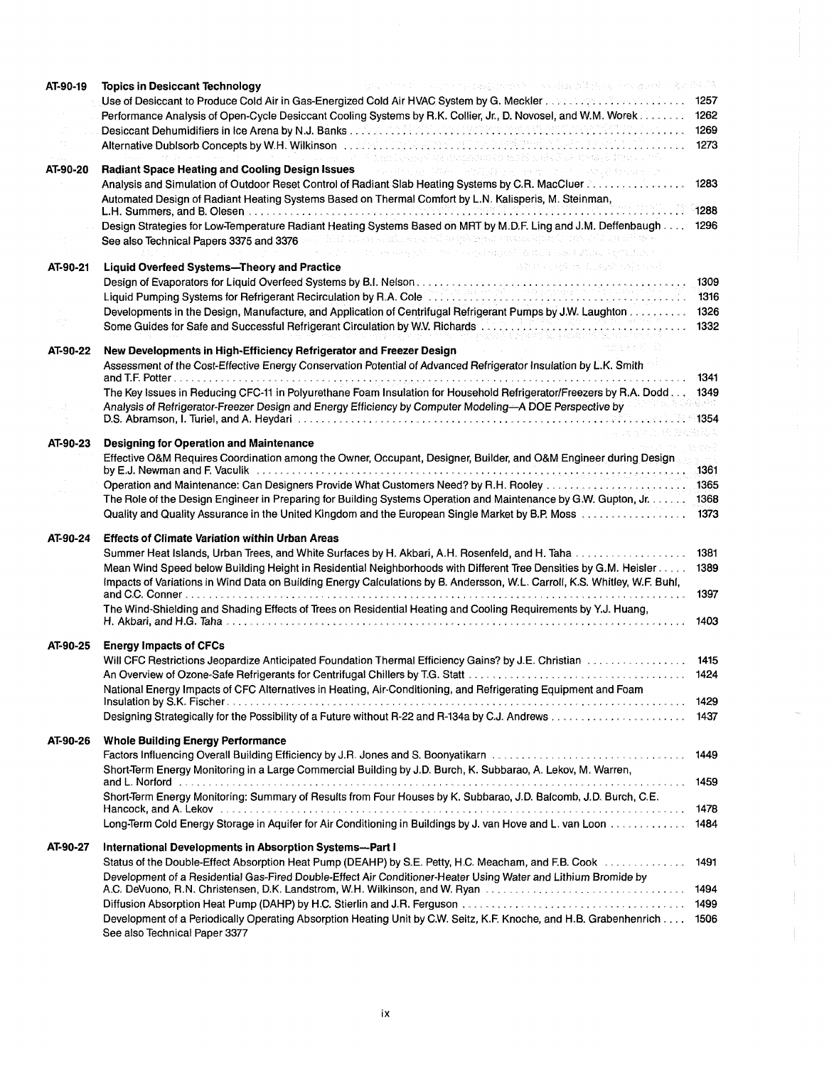**AT-90-19 Topics in Desiccant Technology**

- Use of Desiccant to Produce Cold Air in Gas-Energized Cold Air HVAC System by G. Meckler ........ 1257
- Performance Analysis of Open-Cycle Desiccant Cooling Systems by R.K. Collier, Jr., D. Novosel, and W.M. Worek ........ 1262
- Desiccant Dehumidifiers in Ice Arena by N.J. Banks ........ 1269
- Alternative Dublsorb Concepts by W.H. Wilkinson ........ 1273

**AT-90-20 Radiant Space Heating and Cooling Design Issues**

- Analysis and Simulation of Outdoor Reset Control of Radiant Slab Heating Systems by C.R. MacCluer ........ 1283
- Automated Design of Radiant Heating Systems Based on Thermal Comfort by L.N. Kalisperis, M. Steinman, L.H. Summers, and B. Olesen ........ 1288
- Design Strategies for Low-Temperature Radiant Heating Systems Based on MRT by M.D.F. Ling and J.M. Deffenbaugh ........ 1296
- See also Technical Papers 3375 and 3376

**AT-90-21 Liquid Overfeed Systems—Theory and Practice**

- Design of Evaporators for Liquid Overfeed Systems by B.I. Nelson ........ 1309
- Liquid Pumping Systems for Refrigerant Recirculation by R.A. Cole ........ 1316
- Developments in the Design, Manufacture, and Application of Centrifugal Refrigerant Pumps by J.W. Laughton ........ 1326
- Some Guides for Safe and Successful Refrigerant Circulation by W.V. Richards ........ 1332

**AT-90-22 New Developments in High-Efficiency Refrigerator and Freezer Design**

- Assessment of the Cost-Effective Energy Conservation Potential of Advanced Refrigerator Insulation by L.K. Smith and T.F. Potter ........ 1341
- The Key Issues in Reducing CFC-11 in Polyurethane Foam Insulation for Household Refrigerator/Freezers by R.A. Dodd ........ 1349
- Analysis of Refrigerator-Freezer Design and Energy Efficiency by Computer Modeling—A DOE Perspective by D.S. Abramson, I. Turiel, and A. Heydari ........ 1354

**AT-90-23 Designing for Operation and Maintenance**

- Effective O&M Requires Coordination among the Owner, Occupant, Designer, Builder, and O&M Engineer during Design by E.J. Newman and F. Vaculik ........ 1361
- Operation and Maintenance: Can Designers Provide What Customers Need? by R.H. Rooley ........ 1365
- The Role of the Design Engineer in Preparing for Building Systems Operation and Maintenance by G.W. Gupton, Jr. ........ 1368
- Quality and Quality Assurance in the United Kingdom and the European Single Market by B.P. Moss ........ 1373

**AT-90-24 Effects of Climate Variation within Urban Areas**

- Summer Heat Islands, Urban Trees, and White Surfaces by H. Akbari, A.H. Rosenfeld, and H. Taha ........ 1381
- Mean Wind Speed below Building Height in Residential Neighborhoods with Different Tree Densities by G.M. Heisler ........ 1389
- Impacts of Variations in Wind Data on Building Energy Calculations by B. Andersson, W.L. Carroll, K.S. Whitley, W.F. Buhl, and C.C. Conner ........ 1397
- The Wind-Shielding and Shading Effects of Trees on Residential Heating and Cooling Requirements by Y.J. Huang, H. Akbari, and H.G. Taha ........ 1403

**AT-90-25 Energy Impacts of CFCs**

- Will CFC Restrictions Jeopardize Anticipated Foundation Thermal Efficiency Gains? by J.E. Christian ........ 1415
- An Overview of Ozone-Safe Refrigerants for Centrifugal Chillers by T.G. Statt ........ 1424
- National Energy Impacts of CFC Alternatives in Heating, Air-Conditioning, and Refrigerating Equipment and Foam Insulation by S.K. Fischer ........ 1429
- Designing Strategically for the Possibility of a Future without R-22 and R-134a by C.J. Andrews ........ 1437

**AT-90-26 Whole Building Energy Performance**

- Factors Influencing Overall Building Efficiency by J.R. Jones and S. Boonyatikarn ........ 1449
- Short-Term Energy Monitoring in a Large Commercial Building by J.D. Burch, K. Subbarao, A. Lekov, M. Warren, and L. Norford ........ 1459
- Short-Term Energy Monitoring: Summary of Results from Four Houses by K. Subbarao, J.D. Balcomb, J.D. Burch, C.E. Hancock, and A. Lekov ........ 1478
- Long-Term Cold Energy Storage in Aquifer for Air Conditioning in Buildings by J. van Hove and L. van Loon ........ 1484

**AT-90-27 International Developments in Absorption Systems—Part I**

- Status of the Double-Effect Absorption Heat Pump (DEAHP) by S.E. Petty, H.C. Meacham, and F.B. Cook ........ 1491
- Development of a Residential Gas-Fired Double-Effect Air Conditioner-Heater Using Water and Lithium Bromide by A.C. DeVuono, R.N. Christensen, D.K. Landstrom, W.H. Wilkinson, and W. Ryan ........ 1494
- Diffusion Absorption Heat Pump (DAHP) by H.C. Stierlin and J.R. Ferguson ........ 1499
- Development of a Periodically Operating Absorption Heating Unit by C.W. Seitz, K.F. Knoche, and H.B. Grabenhenrich ........ 1506
- See also Technical Paper 3377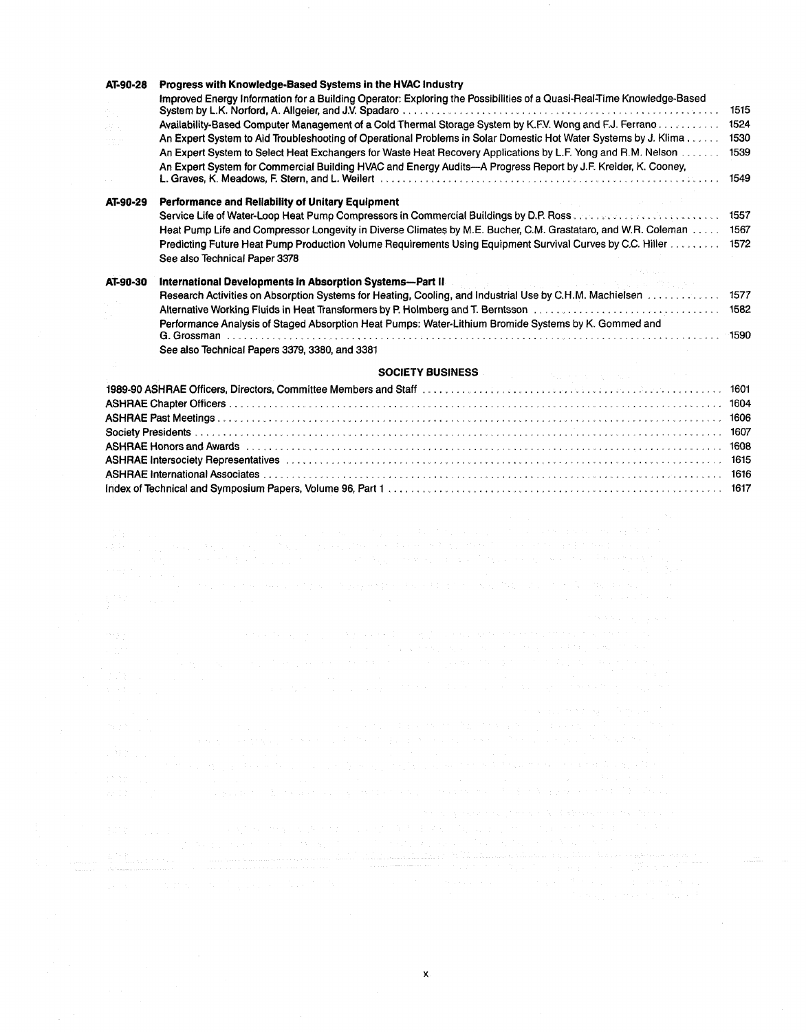**AT-90-28 Progress with Knowledge-Based Systems in the HVAC Industry**

Improved Energy Information for a Building Operator: Exploring the Possibilities of a Quasi-Real-Time Knowledge-Based System by L.K. Norford, A. Allgeier, and J.V. Spadaro . . . . . 1515

Availability-Based Computer Management of a Cold Thermal Storage System by K.F.V. Wong and F.J. Ferrano . . . . . 1524

An Expert System to Aid Troubleshooting of Operational Problems in Solar Domestic Hot Water Systems by J. Klima . . . . . 1530

An Expert System to Select Heat Exchangers for Waste Heat Recovery Applications by L.F. Yong and R.M. Nelson . . . . . 1539

An Expert System for Commercial Building HVAC and Energy Audits—A Progress Report by J.F. Kreider, K. Cooney, L. Graves, K. Meadows, F. Stern, and L. Weilert . . . . . 1549

**AT-90-29 Performance and Reliability of Unitary Equipment**

Service Life of Water-Loop Heat Pump Compressors in Commercial Buildings by D.P. Ross . . . . . 1557

Heat Pump Life and Compressor Longevity in Diverse Climates by M.E. Bucher, C.M. Grastataro, and W.R. Coleman . . . . . 1567

Predicting Future Heat Pump Production Volume Requirements Using Equipment Survival Curves by C.C. Hiller . . . . . 1572

See also Technical Paper 3378

**AT-90-30 International Developments in Absorption Systems—Part II**

Research Activities on Absorption Systems for Heating, Cooling, and Industrial Use by C.H.M. Machielsen . . . . . 1577

Alternative Working Fluids in Heat Transformers by P. Holmberg and T. Berntsson . . . . . 1582

Performance Analysis of Staged Absorption Heat Pumps: Water-Lithium Bromide Systems by K. Gommed and G. Grossman . . . . . 1590

See also Technical Papers 3379, 3380, and 3381

## SOCIETY BUSINESS

1989-90 ASHRAE Officers, Directors, Committee Members and Staff . . . . . 1601

ASHRAE Chapter Officers . . . . . 1604

ASHRAE Past Meetings . . . . . 1606

Society Presidents . . . . . 1607

ASHRAE Honors and Awards . . . . . 1608

ASHRAE Intersociety Representatives . . . . . 1615

ASHRAE International Associates . . . . . 1616

Index of Technical and Symposium Papers, Volume 96, Part 1 . . . . . 1617